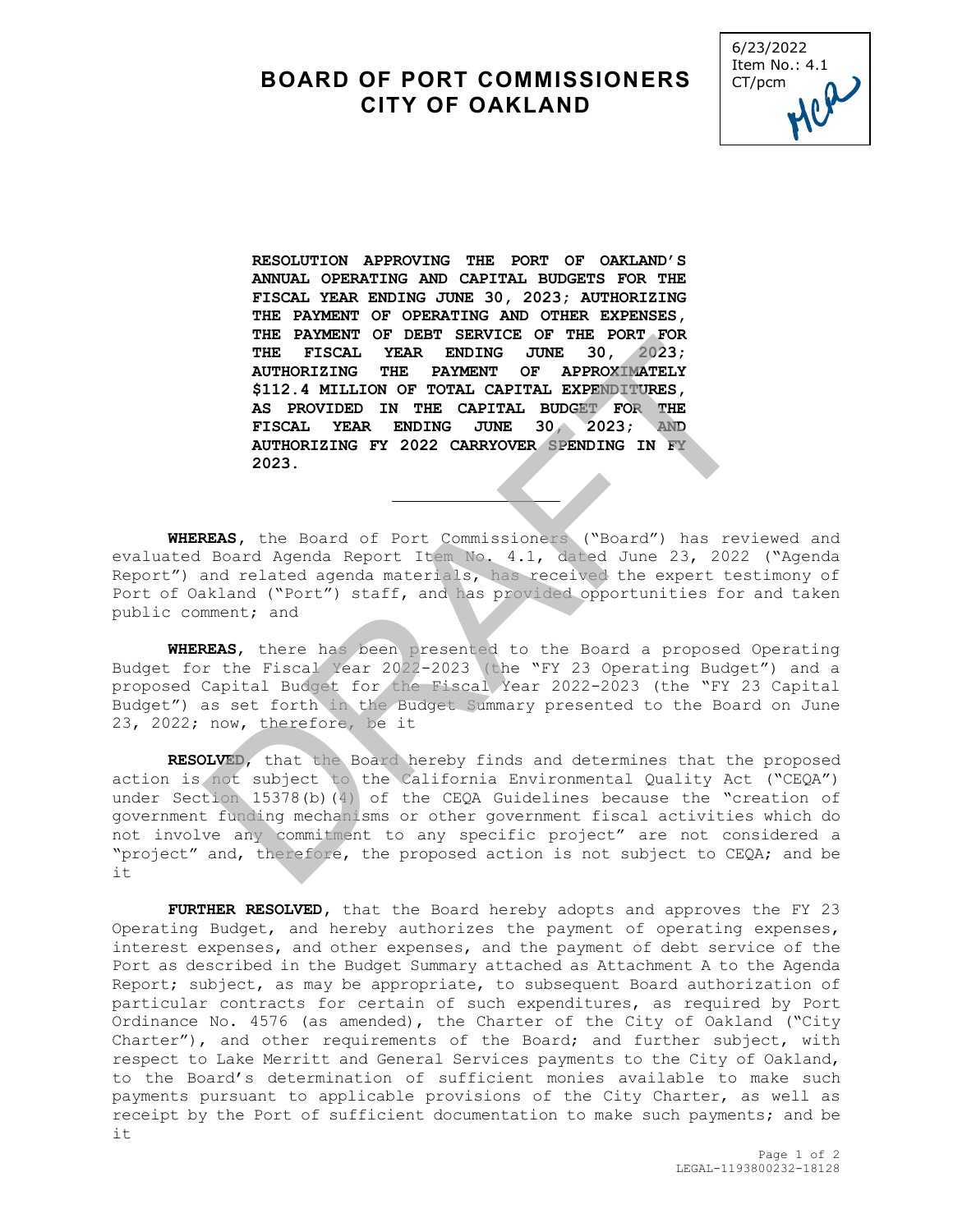# BOARD OF PORT COMMISSIONERS
# CITY OF OAKLAND

6/23/2022
Item No.: 4.1
CT/pcm

**RESOLUTION APPROVING THE PORT OF OAKLAND'S ANNUAL OPERATING AND CAPITAL BUDGETS FOR THE FISCAL YEAR ENDING JUNE 30, 2023; AUTHORIZING THE PAYMENT OF OPERATING AND OTHER EXPENSES, THE PAYMENT OF DEBT SERVICE OF THE PORT FOR THE FISCAL YEAR ENDING JUNE 30, 2023; AUTHORIZING THE PAYMENT OF APPROXIMATELY $112.4 MILLION OF TOTAL CAPITAL EXPENDITURES, AS PROVIDED IN THE CAPITAL BUDGET FOR THE FISCAL YEAR ENDING JUNE 30, 2023; AND AUTHORIZING FY 2022 CARRYOVER SPENDING IN FY 2023.**

---

**WHEREAS,** the Board of Port Commissioners ("Board") has reviewed and evaluated Board Agenda Report Item No. 4.1, dated June 23, 2022 ("Agenda Report") and related agenda materials, has received the expert testimony of Port of Oakland ("Port") staff, and has provided opportunities for and taken public comment; and

**WHEREAS,** there has been presented to the Board a proposed Operating Budget for the Fiscal Year 2022-2023 (the "FY 23 Operating Budget") and a proposed Capital Budget for the Fiscal Year 2022-2023 (the "FY 23 Capital Budget") as set forth in the Budget Summary presented to the Board on June 23, 2022; now, therefore, be it

**RESOLVED,** that the Board hereby finds and determines that the proposed action is not subject to the California Environmental Quality Act ("CEQA") under Section 15378(b)(4) of the CEQA Guidelines because the "creation of government funding mechanisms or other government fiscal activities which do not involve any commitment to any specific project" are not considered a "project" and, therefore, the proposed action is not subject to CEQA; and be it

**FURTHER RESOLVED,** that the Board hereby adopts and approves the FY 23 Operating Budget, and hereby authorizes the payment of operating expenses, interest expenses, and other expenses, and the payment of debt service of the Port as described in the Budget Summary attached as Attachment A to the Agenda Report; subject, as may be appropriate, to subsequent Board authorization of particular contracts for certain of such expenditures, as required by Port Ordinance No. 4576 (as amended), the Charter of the City of Oakland ("City Charter"), and other requirements of the Board; and further subject, with respect to Lake Merritt and General Services payments to the City of Oakland, to the Board's determination of sufficient monies available to make such payments pursuant to applicable provisions of the City Charter, as well as receipt by the Port of sufficient documentation to make such payments; and be it

LEGAL-1193800232-18128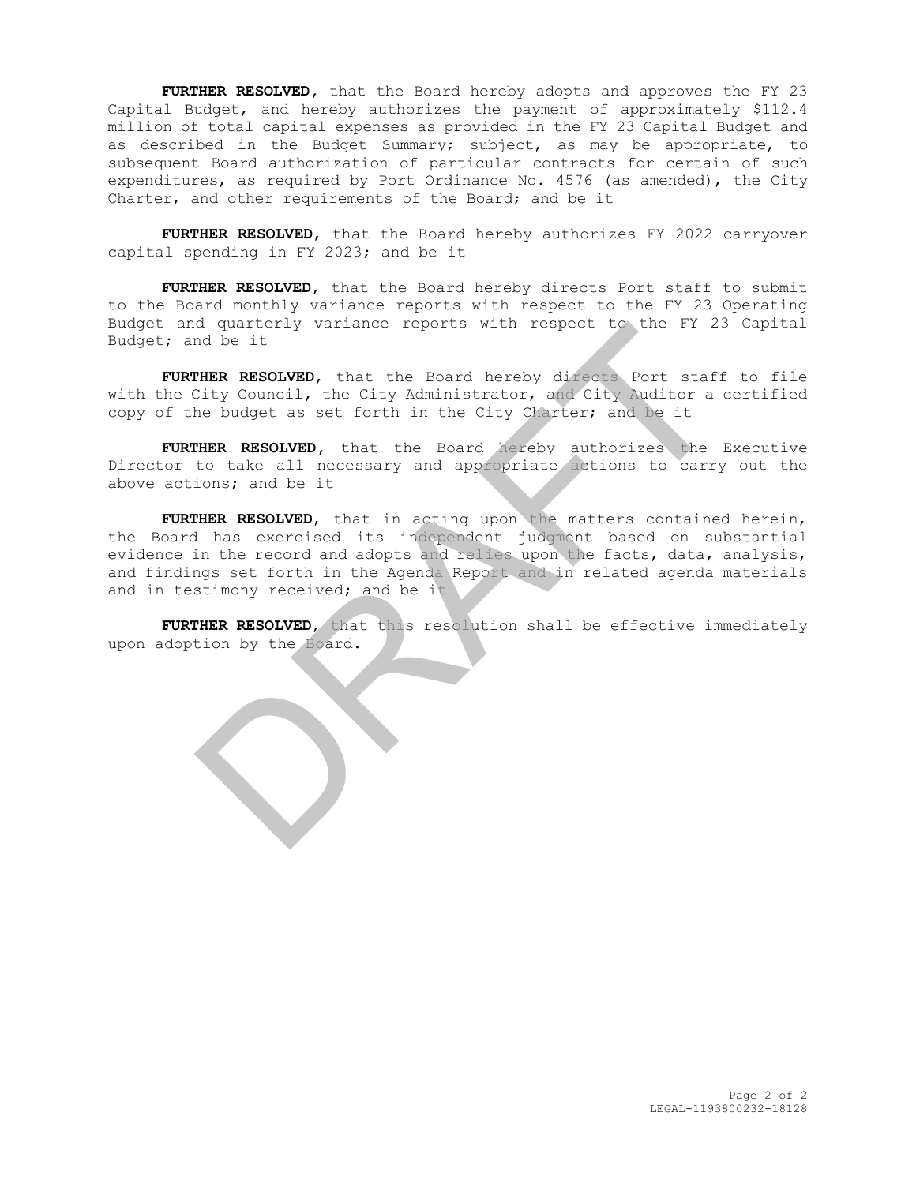**FURTHER RESOLVED**, that the Board hereby adopts and approves the FY 23 Capital Budget, and hereby authorizes the payment of approximately $112.4 million of total capital expenses as provided in the FY 23 Capital Budget and as described in the Budget Summary; subject, as may be appropriate, to subsequent Board authorization of particular contracts for certain of such expenditures, as required by Port Ordinance No. 4576 (as amended), the City Charter, and other requirements of the Board; and be it

**FURTHER RESOLVED**, that the Board hereby authorizes FY 2022 carryover capital spending in FY 2023; and be it

**FURTHER RESOLVED**, that the Board hereby directs Port staff to submit to the Board monthly variance reports with respect to the FY 23 Operating Budget and quarterly variance reports with respect to the FY 23 Capital Budget; and be it

**FURTHER RESOLVED**, that the Board hereby directs Port staff to file with the City Council, the City Administrator, and City Auditor a certified copy of the budget as set forth in the City Charter; and be it

**FURTHER RESOLVED**, that the Board hereby authorizes the Executive Director to take all necessary and appropriate actions to carry out the above actions; and be it

**FURTHER RESOLVED**, that in acting upon the matters contained herein, the Board has exercised its independent judgment based on substantial evidence in the record and adopts and relies upon the facts, data, analysis, and findings set forth in the Agenda Report and in related agenda materials and in testimony received; and be it

**FURTHER RESOLVED**, that this resolution shall be effective immediately upon adoption by the Board.

LEGAL-1193800232-18128